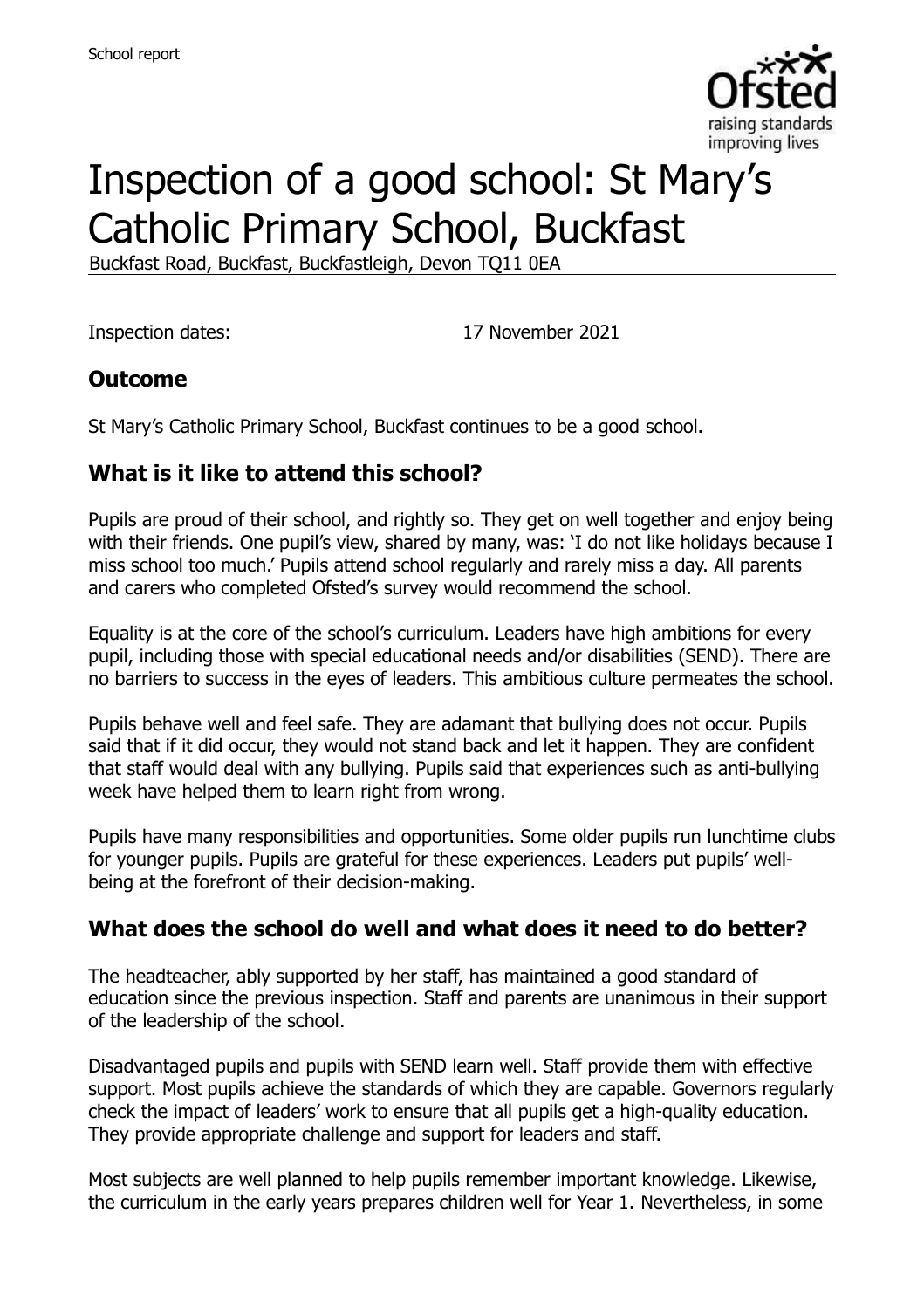School report

# Inspection of a good school: St Mary's Catholic Primary School, Buckfast

Buckfast Road, Buckfast, Buckfastleigh, Devon TQ11 0EA

Inspection dates: 17 November 2021

## Outcome

St Mary's Catholic Primary School, Buckfast continues to be a good school.

## What is it like to attend this school?

Pupils are proud of their school, and rightly so. They get on well together and enjoy being with their friends. One pupil's view, shared by many, was: 'I do not like holidays because I miss school too much.' Pupils attend school regularly and rarely miss a day. All parents and carers who completed Ofsted's survey would recommend the school.

Equality is at the core of the school's curriculum. Leaders have high ambitions for every pupil, including those with special educational needs and/or disabilities (SEND). There are no barriers to success in the eyes of leaders. This ambitious culture permeates the school.

Pupils behave well and feel safe. They are adamant that bullying does not occur. Pupils said that if it did occur, they would not stand back and let it happen. They are confident that staff would deal with any bullying. Pupils said that experiences such as anti-bullying week have helped them to learn right from wrong.

Pupils have many responsibilities and opportunities. Some older pupils run lunchtime clubs for younger pupils. Pupils are grateful for these experiences. Leaders put pupils' well-being at the forefront of their decision-making.

## What does the school do well and what does it need to do better?

The headteacher, ably supported by her staff, has maintained a good standard of education since the previous inspection. Staff and parents are unanimous in their support of the leadership of the school.

Disadvantaged pupils and pupils with SEND learn well. Staff provide them with effective support. Most pupils achieve the standards of which they are capable. Governors regularly check the impact of leaders' work to ensure that all pupils get a high-quality education. They provide appropriate challenge and support for leaders and staff.

Most subjects are well planned to help pupils remember important knowledge. Likewise, the curriculum in the early years prepares children well for Year 1. Nevertheless, in some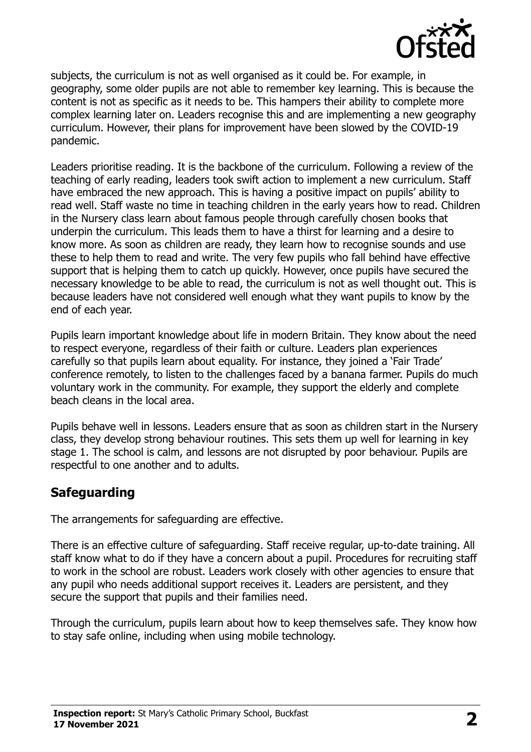subjects, the curriculum is not as well organised as it could be. For example, in geography, some older pupils are not able to remember key learning. This is because the content is not as specific as it needs to be. This hampers their ability to complete more complex learning later on. Leaders recognise this and are implementing a new geography curriculum. However, their plans for improvement have been slowed by the COVID-19 pandemic.

Leaders prioritise reading. It is the backbone of the curriculum. Following a review of the teaching of early reading, leaders took swift action to implement a new curriculum. Staff have embraced the new approach. This is having a positive impact on pupils' ability to read well. Staff waste no time in teaching children in the early years how to read. Children in the Nursery class learn about famous people through carefully chosen books that underpin the curriculum. This leads them to have a thirst for learning and a desire to know more. As soon as children are ready, they learn how to recognise sounds and use these to help them to read and write. The very few pupils who fall behind have effective support that is helping them to catch up quickly. However, once pupils have secured the necessary knowledge to be able to read, the curriculum is not as well thought out. This is because leaders have not considered well enough what they want pupils to know by the end of each year.

Pupils learn important knowledge about life in modern Britain. They know about the need to respect everyone, regardless of their faith or culture. Leaders plan experiences carefully so that pupils learn about equality. For instance, they joined a 'Fair Trade' conference remotely, to listen to the challenges faced by a banana farmer. Pupils do much voluntary work in the community. For example, they support the elderly and complete beach cleans in the local area.

Pupils behave well in lessons. Leaders ensure that as soon as children start in the Nursery class, they develop strong behaviour routines. This sets them up well for learning in key stage 1. The school is calm, and lessons are not disrupted by poor behaviour. Pupils are respectful to one another and to adults.

## Safeguarding

The arrangements for safeguarding are effective.

There is an effective culture of safeguarding. Staff receive regular, up-to-date training. All staff know what to do if they have a concern about a pupil. Procedures for recruiting staff to work in the school are robust. Leaders work closely with other agencies to ensure that any pupil who needs additional support receives it. Leaders are persistent, and they secure the support that pupils and their families need.

Through the curriculum, pupils learn about how to keep themselves safe. They know how to stay safe online, including when using mobile technology.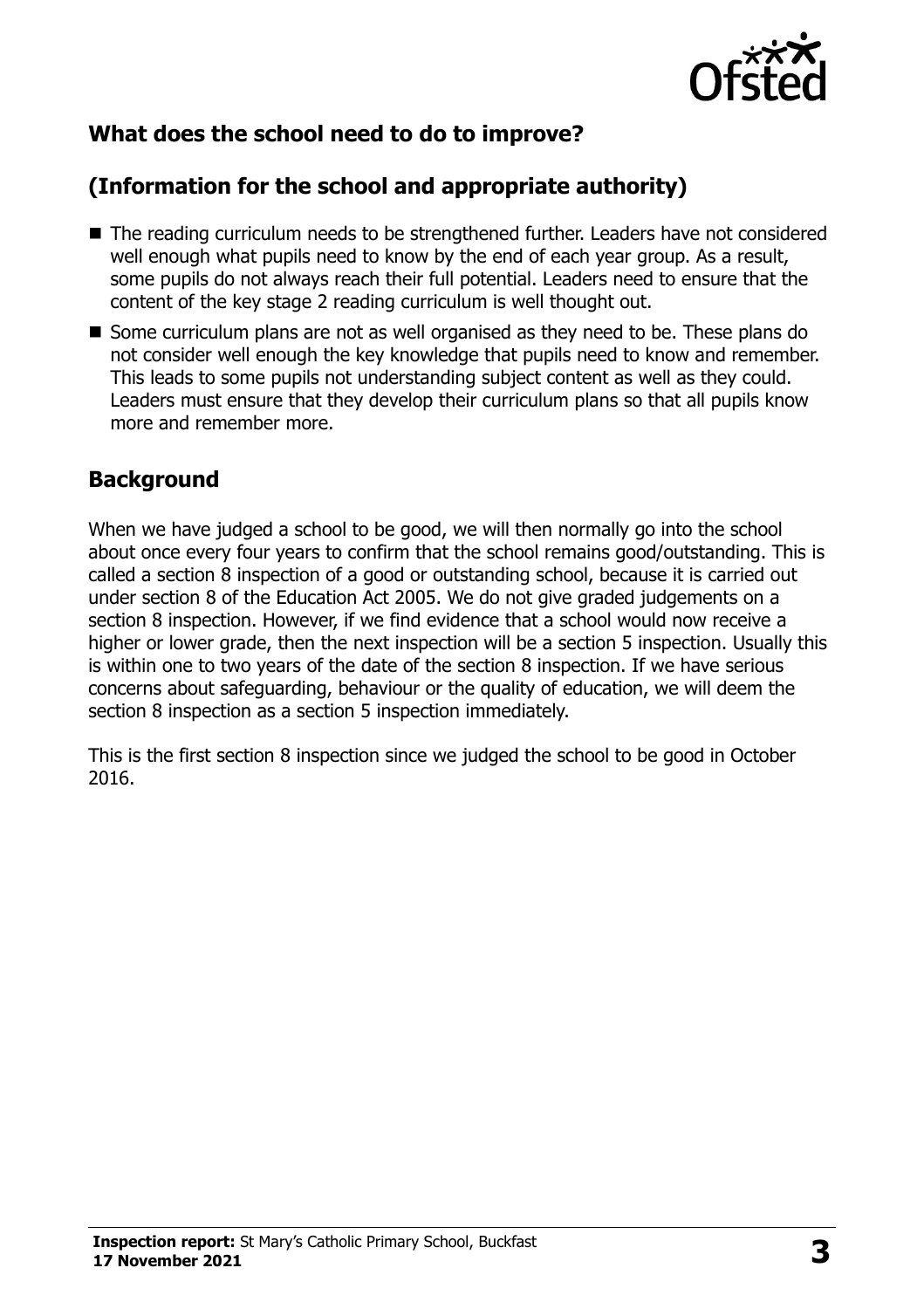## What does the school need to do to improve?

## (Information for the school and appropriate authority)

- The reading curriculum needs to be strengthened further. Leaders have not considered well enough what pupils need to know by the end of each year group. As a result, some pupils do not always reach their full potential. Leaders need to ensure that the content of the key stage 2 reading curriculum is well thought out.
- Some curriculum plans are not as well organised as they need to be. These plans do not consider well enough the key knowledge that pupils need to know and remember. This leads to some pupils not understanding subject content as well as they could. Leaders must ensure that they develop their curriculum plans so that all pupils know more and remember more.

## Background

When we have judged a school to be good, we will then normally go into the school about once every four years to confirm that the school remains good/outstanding. This is called a section 8 inspection of a good or outstanding school, because it is carried out under section 8 of the Education Act 2005. We do not give graded judgements on a section 8 inspection. However, if we find evidence that a school would now receive a higher or lower grade, then the next inspection will be a section 5 inspection. Usually this is within one to two years of the date of the section 8 inspection. If we have serious concerns about safeguarding, behaviour or the quality of education, we will deem the section 8 inspection as a section 5 inspection immediately.

This is the first section 8 inspection since we judged the school to be good in October 2016.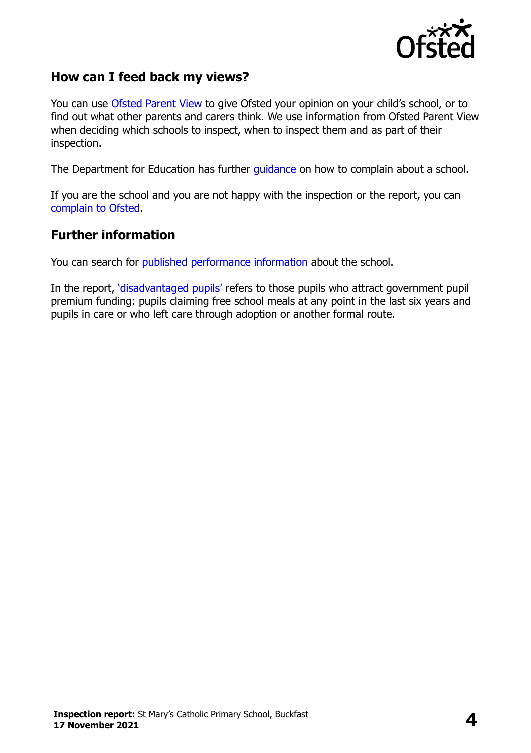## How can I feed back my views?

You can use Ofsted Parent View to give Ofsted your opinion on your child's school, or to find out what other parents and carers think. We use information from Ofsted Parent View when deciding which schools to inspect, when to inspect them and as part of their inspection.

The Department for Education has further guidance on how to complain about a school.

If you are the school and you are not happy with the inspection or the report, you can complain to Ofsted.

## Further information

You can search for published performance information about the school.

In the report, 'disadvantaged pupils' refers to those pupils who attract government pupil premium funding: pupils claiming free school meals at any point in the last six years and pupils in care or who left care through adoption or another formal route.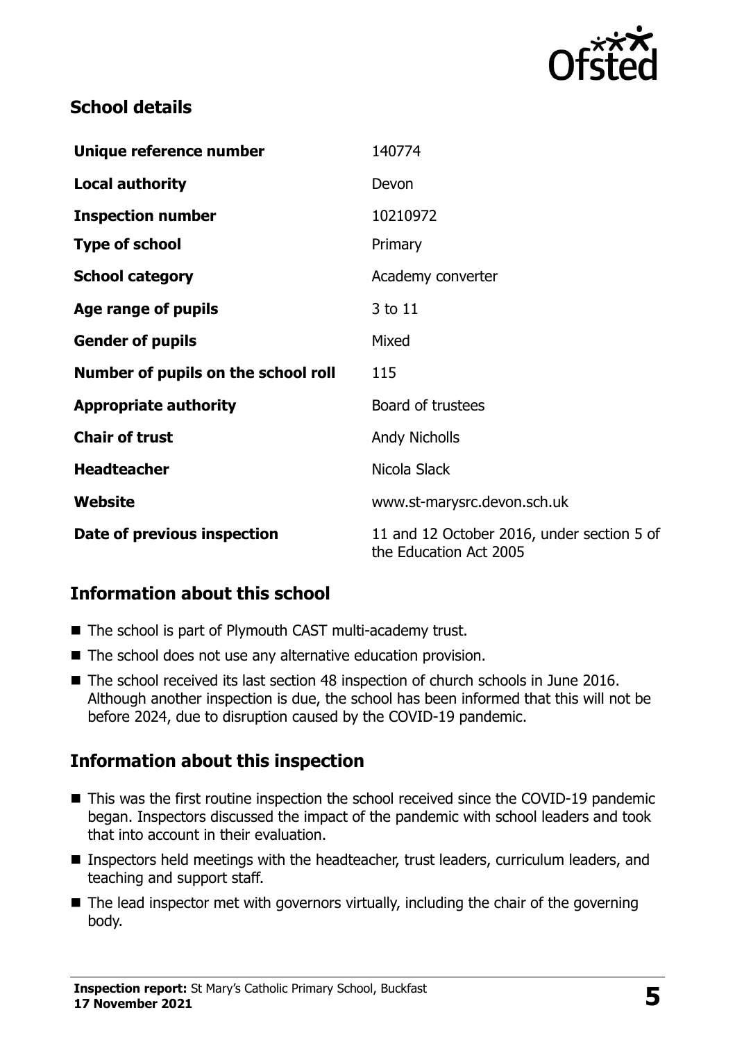## School details

| | |
|---|---|
| **Unique reference number** | 140774 |
| **Local authority** | Devon |
| **Inspection number** | 10210972 |
| **Type of school** | Primary |
| **School category** | Academy converter |
| **Age range of pupils** | 3 to 11 |
| **Gender of pupils** | Mixed |
| **Number of pupils on the school roll** | 115 |
| **Appropriate authority** | Board of trustees |
| **Chair of trust** | Andy Nicholls |
| **Headteacher** | Nicola Slack |
| **Website** | www.st-marysrc.devon.sch.uk |
| **Date of previous inspection** | 11 and 12 October 2016, under section 5 of the Education Act 2005 |

## Information about this school

- The school is part of Plymouth CAST multi-academy trust.
- The school does not use any alternative education provision.
- The school received its last section 48 inspection of church schools in June 2016. Although another inspection is due, the school has been informed that this will not be before 2024, due to disruption caused by the COVID-19 pandemic.

## Information about this inspection

- This was the first routine inspection the school received since the COVID-19 pandemic began. Inspectors discussed the impact of the pandemic with school leaders and took that into account in their evaluation.
- Inspectors held meetings with the headteacher, trust leaders, curriculum leaders, and teaching and support staff.
- The lead inspector met with governors virtually, including the chair of the governing body.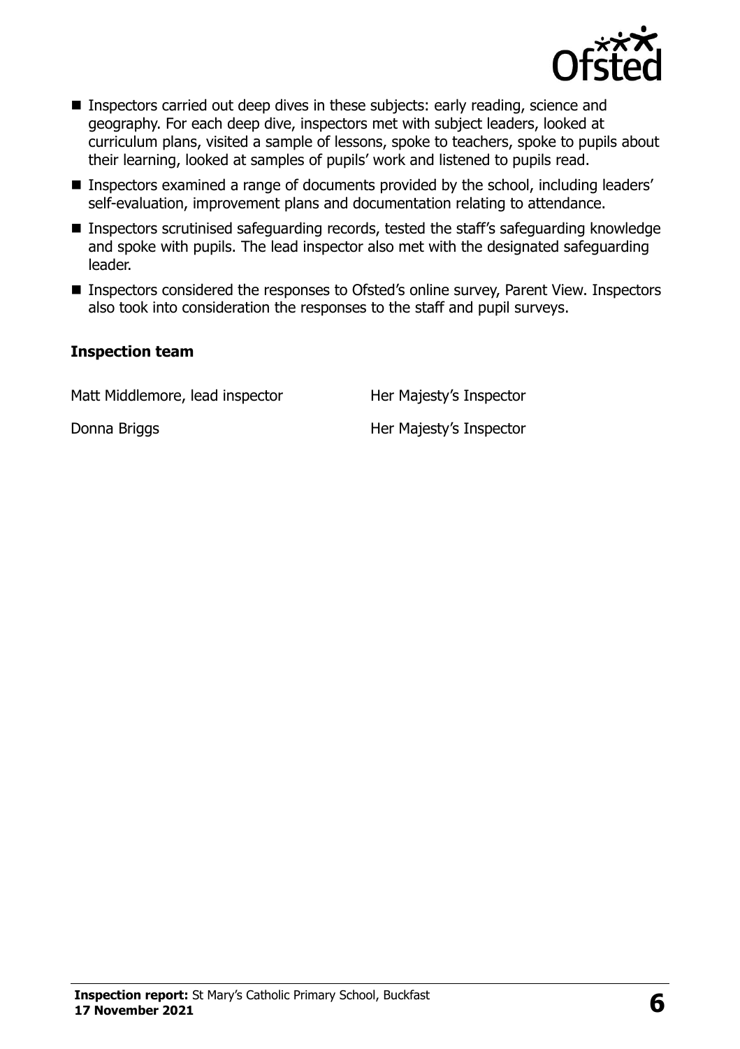- Inspectors carried out deep dives in these subjects: early reading, science and geography. For each deep dive, inspectors met with subject leaders, looked at curriculum plans, visited a sample of lessons, spoke to teachers, spoke to pupils about their learning, looked at samples of pupils' work and listened to pupils read.
- Inspectors examined a range of documents provided by the school, including leaders' self-evaluation, improvement plans and documentation relating to attendance.
- Inspectors scrutinised safeguarding records, tested the staff's safeguarding knowledge and spoke with pupils. The lead inspector also met with the designated safeguarding leader.
- Inspectors considered the responses to Ofsted's online survey, Parent View. Inspectors also took into consideration the responses to the staff and pupil surveys.

### Inspection team

| | |
|---|---|
| Matt Middlemore, lead inspector | Her Majesty's Inspector |
| Donna Briggs | Her Majesty's Inspector |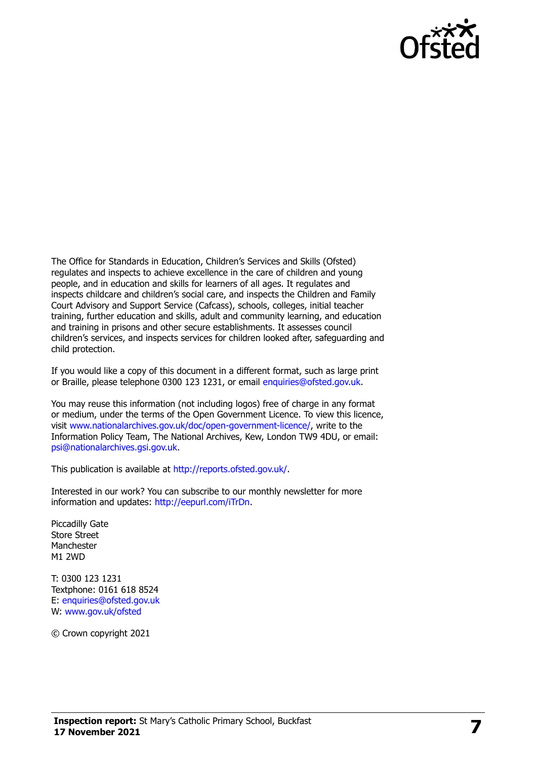The Office for Standards in Education, Children's Services and Skills (Ofsted) regulates and inspects to achieve excellence in the care of children and young people, and in education and skills for learners of all ages. It regulates and inspects childcare and children's social care, and inspects the Children and Family Court Advisory and Support Service (Cafcass), schools, colleges, initial teacher training, further education and skills, adult and community learning, and education and training in prisons and other secure establishments. It assesses council children's services, and inspects services for children looked after, safeguarding and child protection.

If you would like a copy of this document in a different format, such as large print or Braille, please telephone 0300 123 1231, or email enquiries@ofsted.gov.uk.

You may reuse this information (not including logos) free of charge in any format or medium, under the terms of the Open Government Licence. To view this licence, visit www.nationalarchives.gov.uk/doc/open-government-licence/, write to the Information Policy Team, The National Archives, Kew, London TW9 4DU, or email: psi@nationalarchives.gsi.gov.uk.

This publication is available at http://reports.ofsted.gov.uk/.

Interested in our work? You can subscribe to our monthly newsletter for more information and updates: http://eepurl.com/iTrDn.

Piccadilly Gate
Store Street
Manchester
M1 2WD

T: 0300 123 1231
Textphone: 0161 618 8524
E: enquiries@ofsted.gov.uk
W: www.gov.uk/ofsted

© Crown copyright 2021